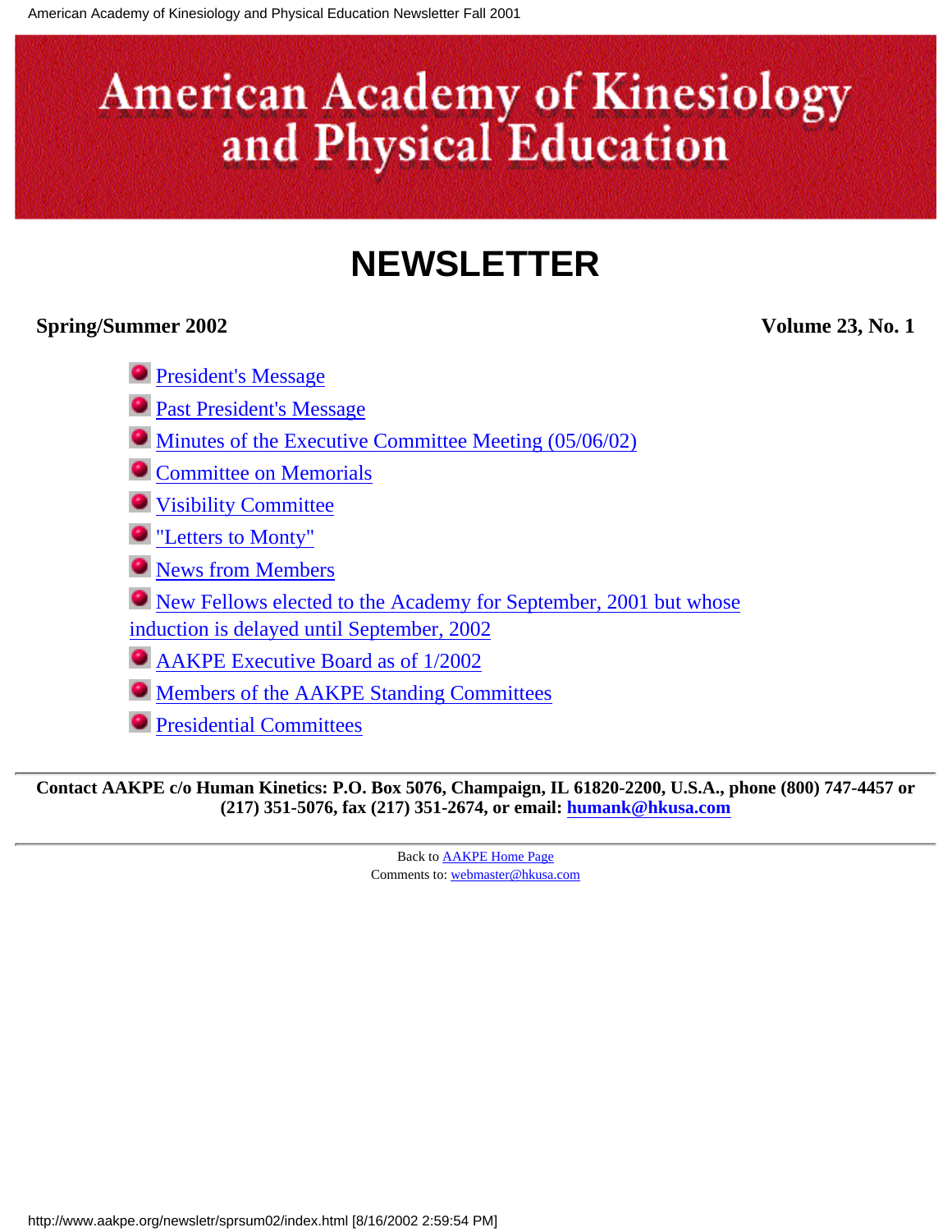# American Academy of Kinesiology and Physical Education

# NEWSLETTER

**Spring/Summer 2002** **Volume 23, No. 1**

- President's Message
- Past President's Message
- Minutes of the Executive Committee Meeting (05/06/02)
- Committee on Memorials
- Visibility Committee
- "Letters to Monty"
- News from Members
- New Fellows elected to the Academy for September, 2001 but whose induction is delayed until September, 2002
- AAKPE Executive Board as of 1/2002
- Members of the AAKPE Standing Committees
- Presidential Committees

---

**Contact AAKPE c/o Human Kinetics: P.O. Box 5076, Champaign, IL 61820-2200, U.S.A., phone (800) 747-4457 or (217) 351-5076, fax (217) 351-2674, or email: humank@hkusa.com**

---

Back to AAKPE Home Page
Comments to: webmaster@hkusa.com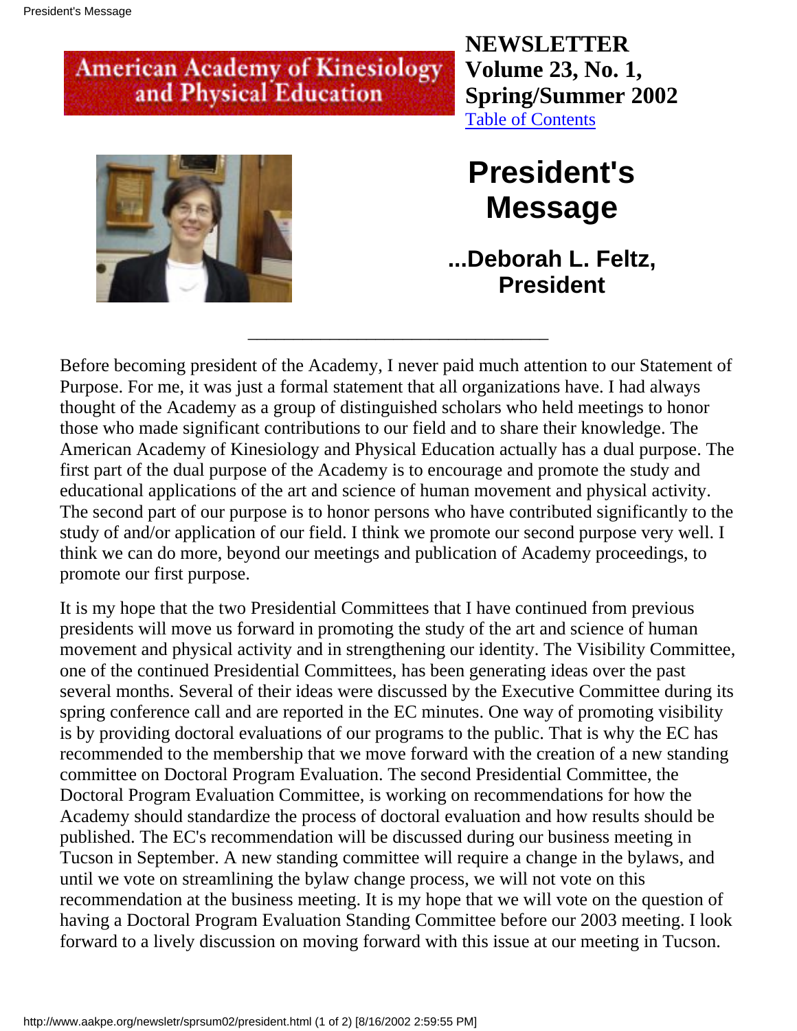**NEWSLETTER**
**Volume 23, No. 1,**
**Spring/Summer 2002**
[Table of Contents]

# President's Message

### ...Deborah L. Feltz, President

---

Before becoming president of the Academy, I never paid much attention to our Statement of Purpose. For me, it was just a formal statement that all organizations have. I had always thought of the Academy as a group of distinguished scholars who held meetings to honor those who made significant contributions to our field and to share their knowledge. The American Academy of Kinesiology and Physical Education actually has a dual purpose. The first part of the dual purpose of the Academy is to encourage and promote the study and educational applications of the art and science of human movement and physical activity. The second part of our purpose is to honor persons who have contributed significantly to the study of and/or application of our field. I think we promote our second purpose very well. I think we can do more, beyond our meetings and publication of Academy proceedings, to promote our first purpose.

It is my hope that the two Presidential Committees that I have continued from previous presidents will move us forward in promoting the study of the art and science of human movement and physical activity and in strengthening our identity. The Visibility Committee, one of the continued Presidential Committees, has been generating ideas over the past several months. Several of their ideas were discussed by the Executive Committee during its spring conference call and are reported in the EC minutes. One way of promoting visibility is by providing doctoral evaluations of our programs to the public. That is why the EC has recommended to the membership that we move forward with the creation of a new standing committee on Doctoral Program Evaluation. The second Presidential Committee, the Doctoral Program Evaluation Committee, is working on recommendations for how the Academy should standardize the process of doctoral evaluation and how results should be published. The EC's recommendation will be discussed during our business meeting in Tucson in September. A new standing committee will require a change in the bylaws, and until we vote on streamlining the bylaw change process, we will not vote on this recommendation at the business meeting. It is my hope that we will vote on the question of having a Doctoral Program Evaluation Standing Committee before our 2003 meeting. I look forward to a lively discussion on moving forward with this issue at our meeting in Tucson.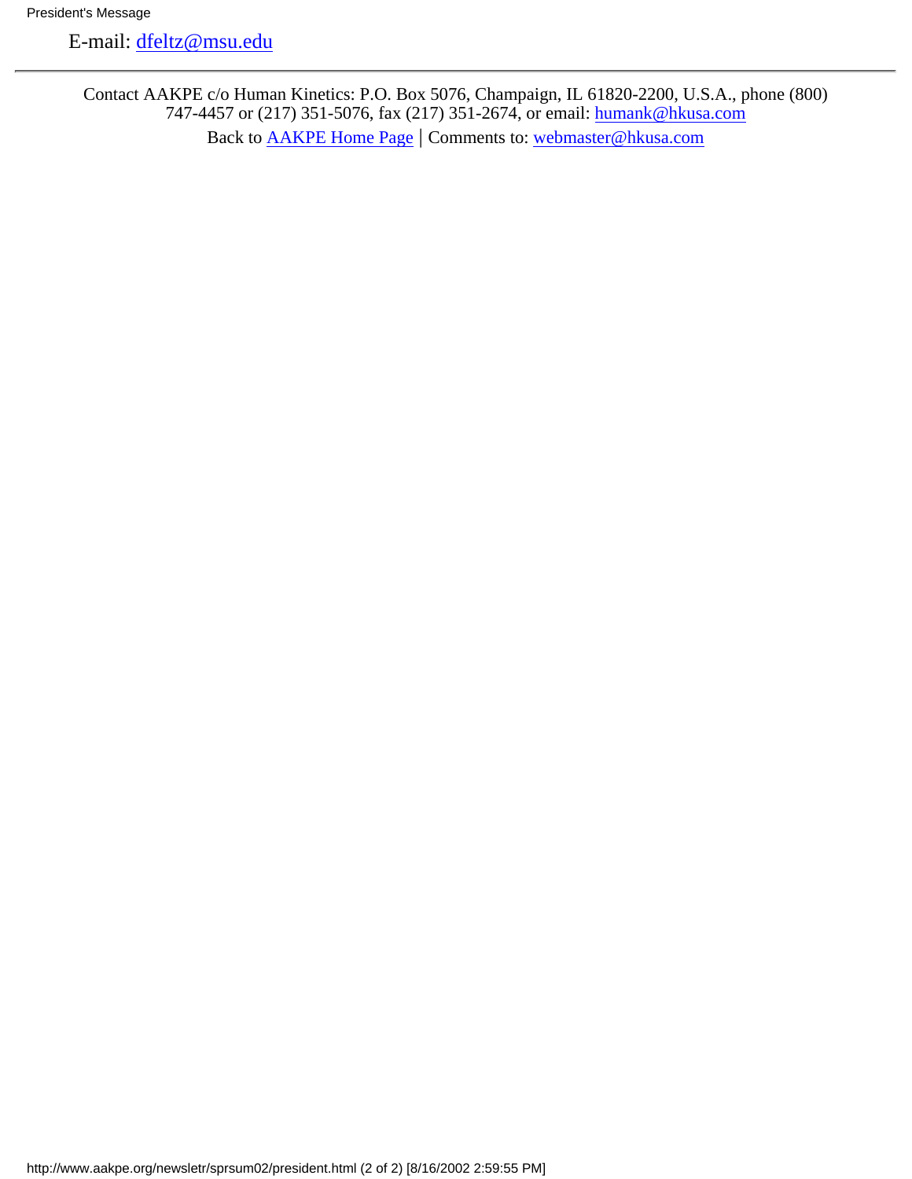E-mail: dfeltz@msu.edu

---

Contact AAKPE c/o Human Kinetics: P.O. Box 5076, Champaign, IL 61820-2200, U.S.A., phone (800) 747-4457 or (217) 351-5076, fax (217) 351-2674, or email: humank@hkusa.com

Back to AAKPE Home Page | Comments to: webmaster@hkusa.com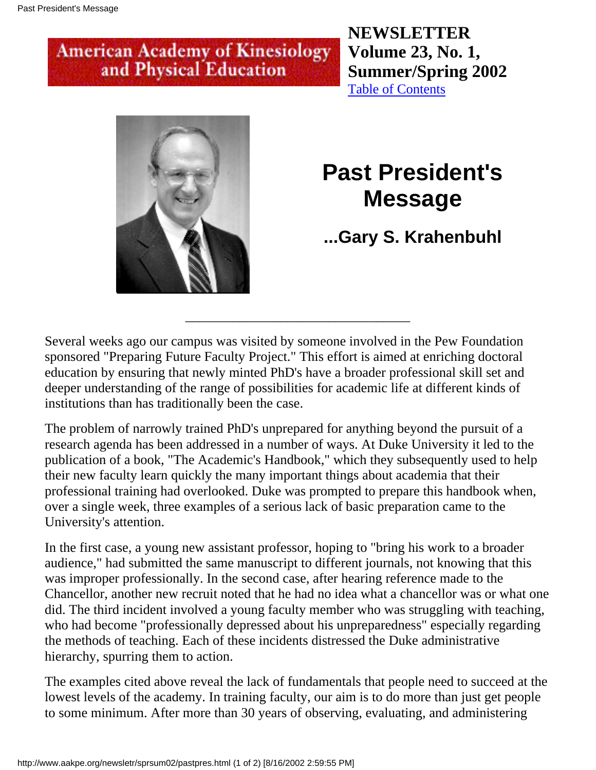American Academy of Kinesiology and Physical Education

**NEWSLETTER**
**Volume 23, No. 1,**
**Summer/Spring 2002**
[Table of Contents]

# Past President's Message

## ...Gary S. Krahenbuhl

---

Several weeks ago our campus was visited by someone involved in the Pew Foundation sponsored "Preparing Future Faculty Project." This effort is aimed at enriching doctoral education by ensuring that newly minted PhD's have a broader professional skill set and deeper understanding of the range of possibilities for academic life at different kinds of institutions than has traditionally been the case.

The problem of narrowly trained PhD's unprepared for anything beyond the pursuit of a research agenda has been addressed in a number of ways. At Duke University it led to the publication of a book, "The Academic's Handbook," which they subsequently used to help their new faculty learn quickly the many important things about academia that their professional training had overlooked. Duke was prompted to prepare this handbook when, over a single week, three examples of a serious lack of basic preparation came to the University's attention.

In the first case, a young new assistant professor, hoping to "bring his work to a broader audience," had submitted the same manuscript to different journals, not knowing that this was improper professionally. In the second case, after hearing reference made to the Chancellor, another new recruit noted that he had no idea what a chancellor was or what one did. The third incident involved a young faculty member who was struggling with teaching, who had become "professionally depressed about his unpreparedness" especially regarding the methods of teaching. Each of these incidents distressed the Duke administrative hierarchy, spurring them to action.

The examples cited above reveal the lack of fundamentals that people need to succeed at the lowest levels of the academy. In training faculty, our aim is to do more than just get people to some minimum. After more than 30 years of observing, evaluating, and administering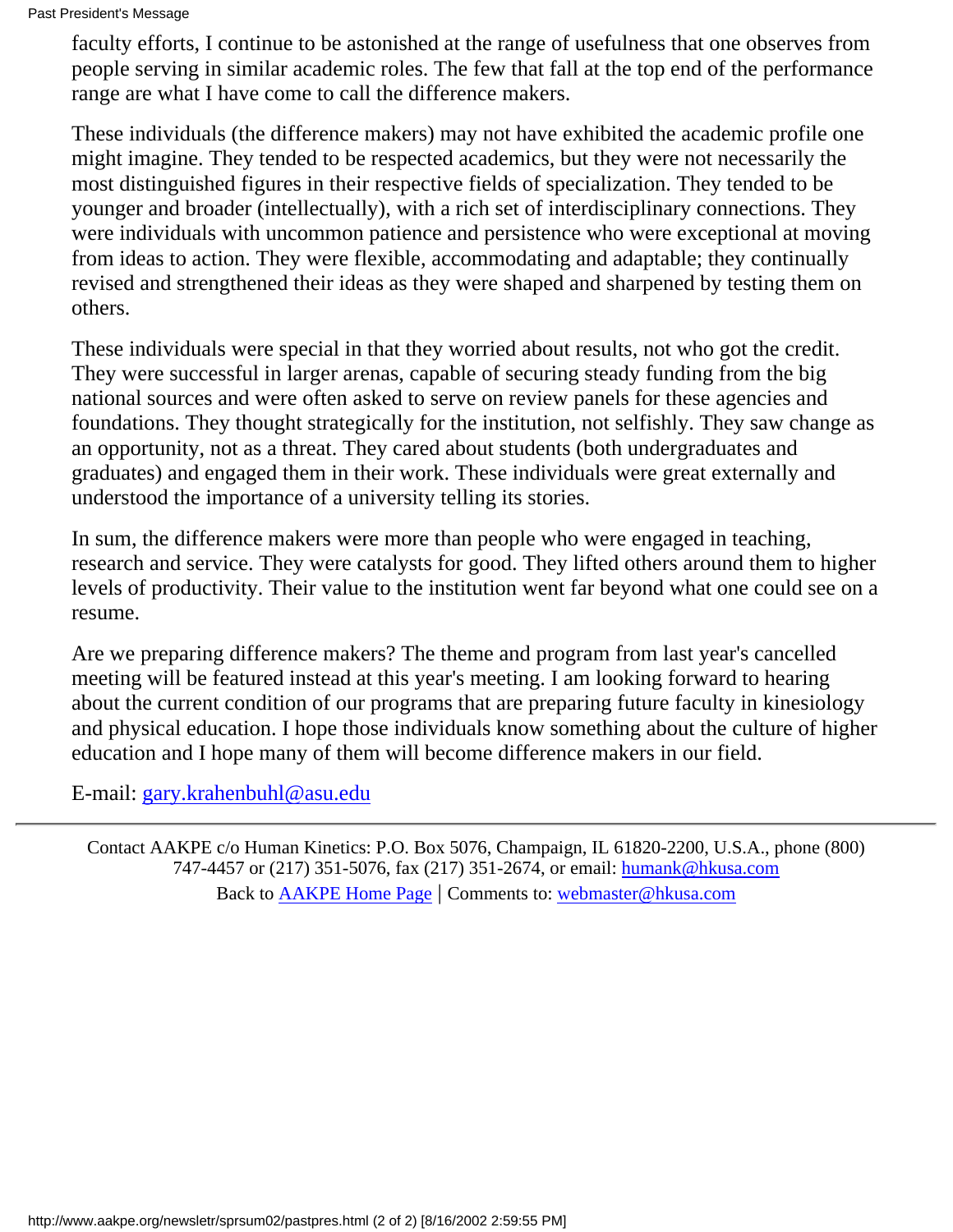faculty efforts, I continue to be astonished at the range of usefulness that one observes from people serving in similar academic roles. The few that fall at the top end of the performance range are what I have come to call the difference makers.

These individuals (the difference makers) may not have exhibited the academic profile one might imagine. They tended to be respected academics, but they were not necessarily the most distinguished figures in their respective fields of specialization. They tended to be younger and broader (intellectually), with a rich set of interdisciplinary connections. They were individuals with uncommon patience and persistence who were exceptional at moving from ideas to action. They were flexible, accommodating and adaptable; they continually revised and strengthened their ideas as they were shaped and sharpened by testing them on others.

These individuals were special in that they worried about results, not who got the credit. They were successful in larger arenas, capable of securing steady funding from the big national sources and were often asked to serve on review panels for these agencies and foundations. They thought strategically for the institution, not selfishly. They saw change as an opportunity, not as a threat. They cared about students (both undergraduates and graduates) and engaged them in their work. These individuals were great externally and understood the importance of a university telling its stories.

In sum, the difference makers were more than people who were engaged in teaching, research and service. They were catalysts for good. They lifted others around them to higher levels of productivity. Their value to the institution went far beyond what one could see on a resume.

Are we preparing difference makers? The theme and program from last year's cancelled meeting will be featured instead at this year's meeting. I am looking forward to hearing about the current condition of our programs that are preparing future faculty in kinesiology and physical education. I hope those individuals know something about the culture of higher education and I hope many of them will become difference makers in our field.

E-mail: gary.krahenbuhl@asu.edu

---

Contact AAKPE c/o Human Kinetics: P.O. Box 5076, Champaign, IL 61820-2200, U.S.A., phone (800) 747-4457 or (217) 351-5076, fax (217) 351-2674, or email: humank@hkusa.com

Back to AAKPE Home Page | Comments to: webmaster@hkusa.com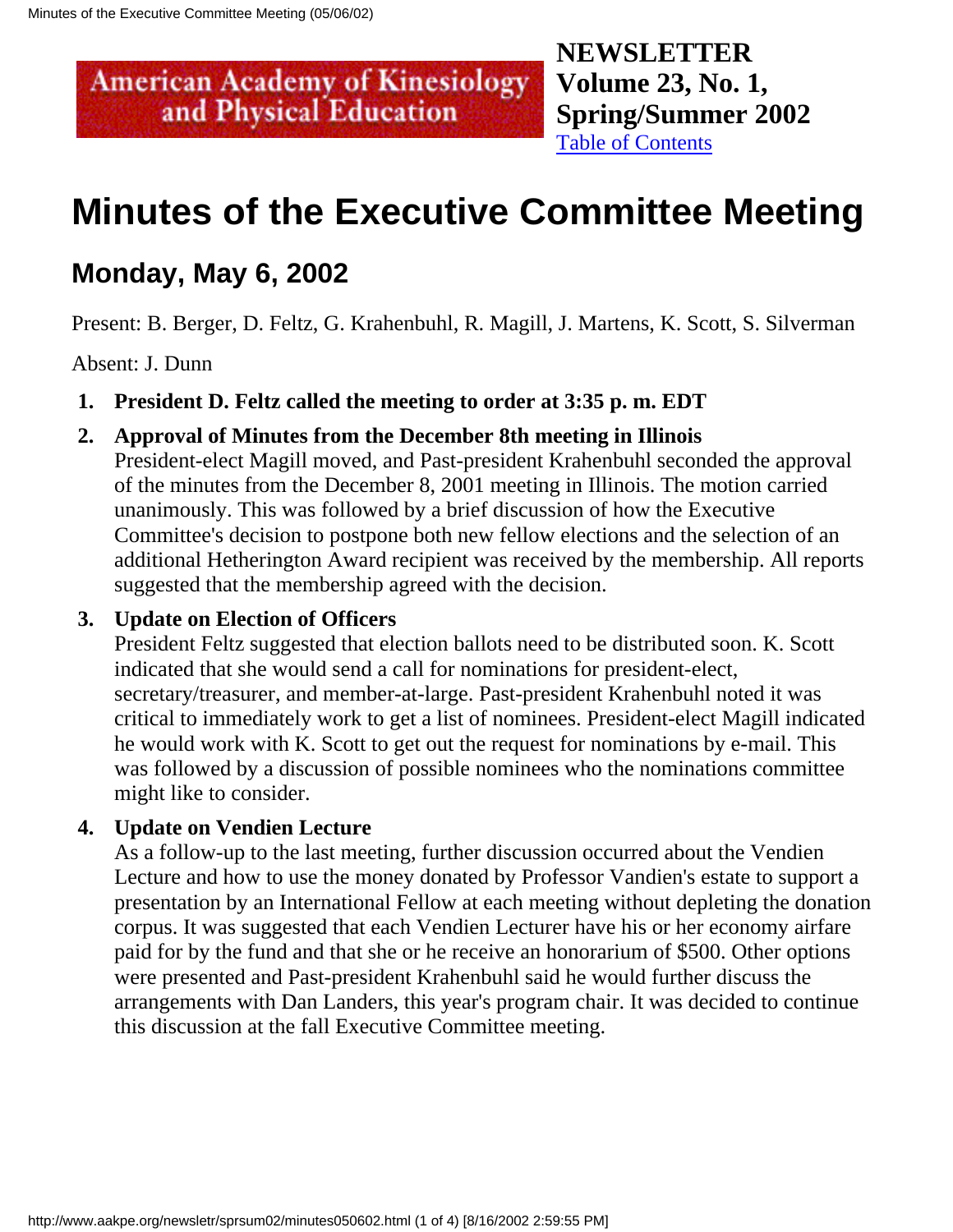American Academy of Kinesiology and Physical Education

**NEWSLETTER Volume 23, No. 1, Spring/Summer 2002**
Table of Contents

# Minutes of the Executive Committee Meeting

## Monday, May 6, 2002

Present: B. Berger, D. Feltz, G. Krahenbuhl, R. Magill, J. Martens, K. Scott, S. Silverman

Absent: J. Dunn

1. **President D. Feltz called the meeting to order at 3:35 p. m. EDT**
2. **Approval of Minutes from the December 8th meeting in Illinois**
   President-elect Magill moved, and Past-president Krahenbuhl seconded the approval of the minutes from the December 8, 2001 meeting in Illinois. The motion carried unanimously. This was followed by a brief discussion of how the Executive Committee's decision to postpone both new fellow elections and the selection of an additional Hetherington Award recipient was received by the membership. All reports suggested that the membership agreed with the decision.
3. **Update on Election of Officers**
   President Feltz suggested that election ballots need to be distributed soon. K. Scott indicated that she would send a call for nominations for president-elect, secretary/treasurer, and member-at-large. Past-president Krahenbuhl noted it was critical to immediately work to get a list of nominees. President-elect Magill indicated he would work with K. Scott to get out the request for nominations by e-mail. This was followed by a discussion of possible nominees who the nominations committee might like to consider.
4. **Update on Vendien Lecture**
   As a follow-up to the last meeting, further discussion occurred about the Vendien Lecture and how to use the money donated by Professor Vandien's estate to support a presentation by an International Fellow at each meeting without depleting the donation corpus. It was suggested that each Vendien Lecturer have his or her economy airfare paid for by the fund and that she or he receive an honorarium of $500. Other options were presented and Past-president Krahenbuhl said he would further discuss the arrangements with Dan Landers, this year's program chair. It was decided to continue this discussion at the fall Executive Committee meeting.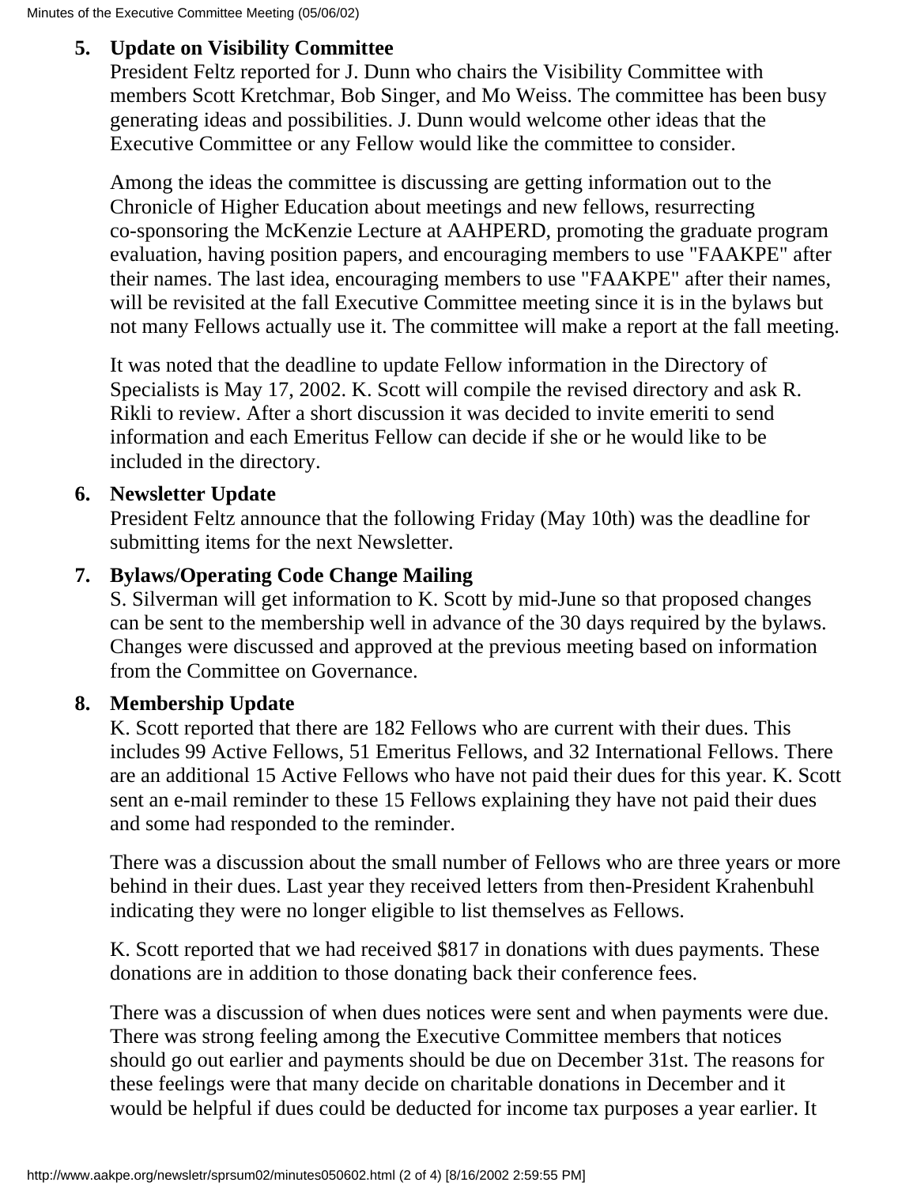5. **Update on Visibility Committee**

   President Feltz reported for J. Dunn who chairs the Visibility Committee with members Scott Kretchmar, Bob Singer, and Mo Weiss. The committee has been busy generating ideas and possibilities. J. Dunn would welcome other ideas that the Executive Committee or any Fellow would like the committee to consider.

   Among the ideas the committee is discussing are getting information out to the Chronicle of Higher Education about meetings and new fellows, resurrecting co-sponsoring the McKenzie Lecture at AAHPERD, promoting the graduate program evaluation, having position papers, and encouraging members to use "FAAKPE" after their names. The last idea, encouraging members to use "FAAKPE" after their names, will be revisited at the fall Executive Committee meeting since it is in the bylaws but not many Fellows actually use it. The committee will make a report at the fall meeting.

   It was noted that the deadline to update Fellow information in the Directory of Specialists is May 17, 2002. K. Scott will compile the revised directory and ask R. Rikli to review. After a short discussion it was decided to invite emeriti to send information and each Emeritus Fellow can decide if she or he would like to be included in the directory.

6. **Newsletter Update**

   President Feltz announce that the following Friday (May 10th) was the deadline for submitting items for the next Newsletter.

7. **Bylaws/Operating Code Change Mailing**

   S. Silverman will get information to K. Scott by mid-June so that proposed changes can be sent to the membership well in advance of the 30 days required by the bylaws. Changes were discussed and approved at the previous meeting based on information from the Committee on Governance.

8. **Membership Update**

   K. Scott reported that there are 182 Fellows who are current with their dues. This includes 99 Active Fellows, 51 Emeritus Fellows, and 32 International Fellows. There are an additional 15 Active Fellows who have not paid their dues for this year. K. Scott sent an e-mail reminder to these 15 Fellows explaining they have not paid their dues and some had responded to the reminder.

   There was a discussion about the small number of Fellows who are three years or more behind in their dues. Last year they received letters from then-President Krahenbuhl indicating they were no longer eligible to list themselves as Fellows.

   K. Scott reported that we had received $817 in donations with dues payments. These donations are in addition to those donating back their conference fees.

   There was a discussion of when dues notices were sent and when payments were due. There was strong feeling among the Executive Committee members that notices should go out earlier and payments should be due on December 31st. The reasons for these feelings were that many decide on charitable donations in December and it would be helpful if dues could be deducted for income tax purposes a year earlier. It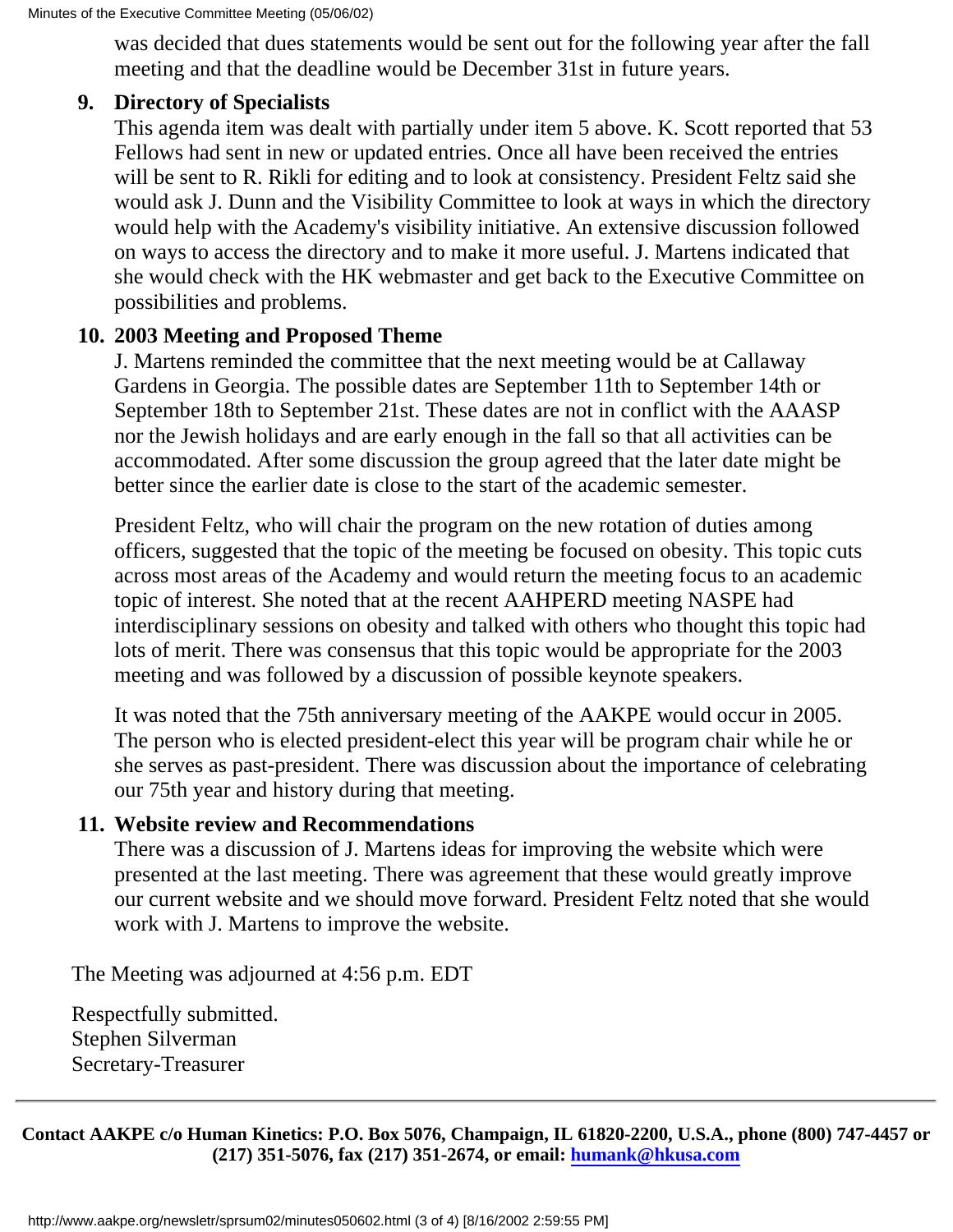was decided that dues statements would be sent out for the following year after the fall meeting and that the deadline would be December 31st in future years.

9. **Directory of Specialists**
   This agenda item was dealt with partially under item 5 above. K. Scott reported that 53 Fellows had sent in new or updated entries. Once all have been received the entries will be sent to R. Rikli for editing and to look at consistency. President Feltz said she would ask J. Dunn and the Visibility Committee to look at ways in which the directory would help with the Academy's visibility initiative. An extensive discussion followed on ways to access the directory and to make it more useful. J. Martens indicated that she would check with the HK webmaster and get back to the Executive Committee on possibilities and problems.

10. **2003 Meeting and Proposed Theme**
    J. Martens reminded the committee that the next meeting would be at Callaway Gardens in Georgia. The possible dates are September 11th to September 14th or September 18th to September 21st. These dates are not in conflict with the AAASP nor the Jewish holidays and are early enough in the fall so that all activities can be accommodated. After some discussion the group agreed that the later date might be better since the earlier date is close to the start of the academic semester.

    President Feltz, who will chair the program on the new rotation of duties among officers, suggested that the topic of the meeting be focused on obesity. This topic cuts across most areas of the Academy and would return the meeting focus to an academic topic of interest. She noted that at the recent AAHPERD meeting NASPE had interdisciplinary sessions on obesity and talked with others who thought this topic had lots of merit. There was consensus that this topic would be appropriate for the 2003 meeting and was followed by a discussion of possible keynote speakers.

    It was noted that the 75th anniversary meeting of the AAKPE would occur in 2005. The person who is elected president-elect this year will be program chair while he or she serves as past-president. There was discussion about the importance of celebrating our 75th year and history during that meeting.

11. **Website review and Recommendations**
    There was a discussion of J. Martens ideas for improving the website which were presented at the last meeting. There was agreement that these would greatly improve our current website and we should move forward. President Feltz noted that she would work with J. Martens to improve the website.

The Meeting was adjourned at 4:56 p.m. EDT

Respectfully submitted.
Stephen Silverman
Secretary-Treasurer

---

**Contact AAKPE c/o Human Kinetics: P.O. Box 5076, Champaign, IL 61820-2200, U.S.A., phone (800) 747-4457 or (217) 351-5076, fax (217) 351-2674, or email: humank@hkusa.com**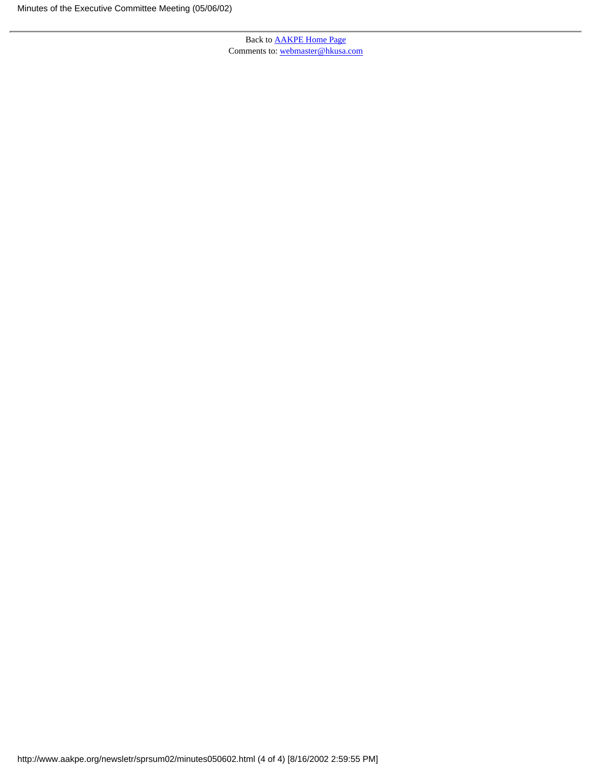---

Back to [AAKPE Home Page](#)  
Comments to: [webmaster@hkusa.com](mailto:webmaster@hkusa.com)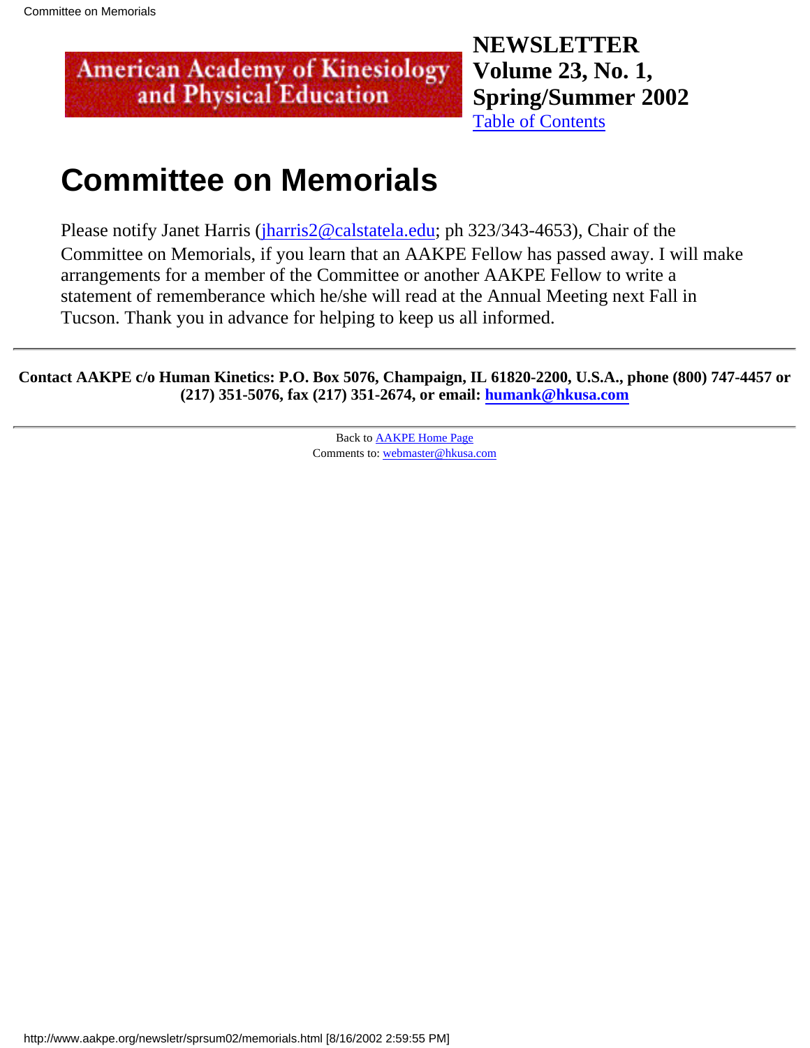**NEWSLETTER**
**Volume 23, No. 1,**
**Spring/Summer 2002**
[Table of Contents]

# Committee on Memorials

Please notify Janet Harris (jharris2@calstatela.edu; ph 323/343-4653), Chair of the Committee on Memorials, if you learn that an AAKPE Fellow has passed away. I will make arrangements for a member of the Committee or another AAKPE Fellow to write a statement of rememberance which he/she will read at the Annual Meeting next Fall in Tucson. Thank you in advance for helping to keep us all informed.

---

**Contact AAKPE c/o Human Kinetics: P.O. Box 5076, Champaign, IL 61820-2200, U.S.A., phone (800) 747-4457 or (217) 351-5076, fax (217) 351-2674, or email: humank@hkusa.com**

---

Back to AAKPE Home Page
Comments to: webmaster@hkusa.com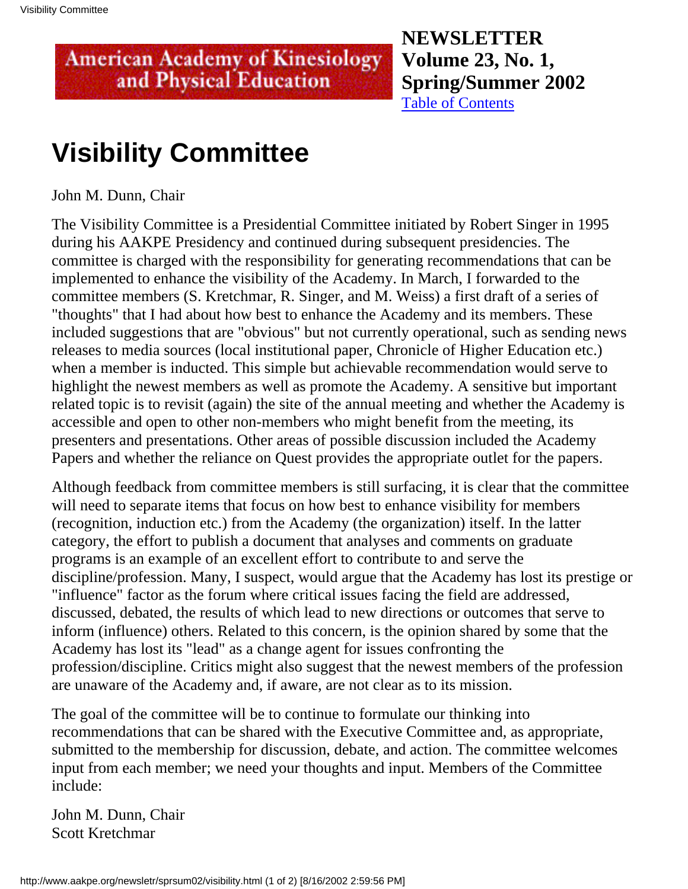**NEWSLETTER**
**Volume 23, No. 1, Spring/Summer 2002**
[Table of Contents]

# Visibility Committee

John M. Dunn, Chair

The Visibility Committee is a Presidential Committee initiated by Robert Singer in 1995 during his AAKPE Presidency and continued during subsequent presidencies. The committee is charged with the responsibility for generating recommendations that can be implemented to enhance the visibility of the Academy. In March, I forwarded to the committee members (S. Kretchmar, R. Singer, and M. Weiss) a first draft of a series of "thoughts" that I had about how best to enhance the Academy and its members. These included suggestions that are "obvious" but not currently operational, such as sending news releases to media sources (local institutional paper, Chronicle of Higher Education etc.) when a member is inducted. This simple but achievable recommendation would serve to highlight the newest members as well as promote the Academy. A sensitive but important related topic is to revisit (again) the site of the annual meeting and whether the Academy is accessible and open to other non-members who might benefit from the meeting, its presenters and presentations. Other areas of possible discussion included the Academy Papers and whether the reliance on Quest provides the appropriate outlet for the papers.

Although feedback from committee members is still surfacing, it is clear that the committee will need to separate items that focus on how best to enhance visibility for members (recognition, induction etc.) from the Academy (the organization) itself. In the latter category, the effort to publish a document that analyses and comments on graduate programs is an example of an excellent effort to contribute to and serve the discipline/profession. Many, I suspect, would argue that the Academy has lost its prestige or "influence" factor as the forum where critical issues facing the field are addressed, discussed, debated, the results of which lead to new directions or outcomes that serve to inform (influence) others. Related to this concern, is the opinion shared by some that the Academy has lost its "lead" as a change agent for issues confronting the profession/discipline. Critics might also suggest that the newest members of the profession are unaware of the Academy and, if aware, are not clear as to its mission.

The goal of the committee will be to continue to formulate our thinking into recommendations that can be shared with the Executive Committee and, as appropriate, submitted to the membership for discussion, debate, and action. The committee welcomes input from each member; we need your thoughts and input. Members of the Committee include:

John M. Dunn, Chair
Scott Kretchmar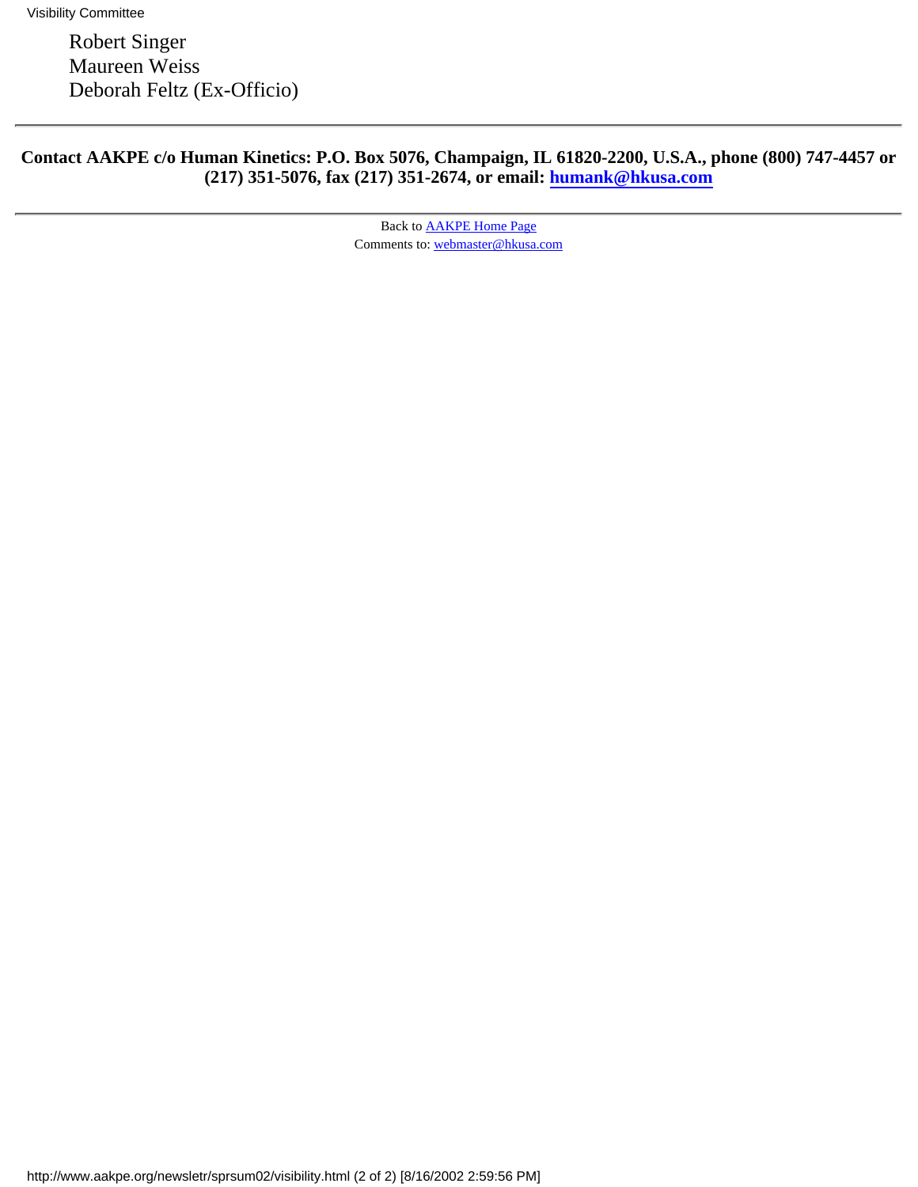Robert Singer
Maureen Weiss
Deborah Feltz (Ex-Officio)

---

**Contact AAKPE c/o Human Kinetics: P.O. Box 5076, Champaign, IL 61820-2200, U.S.A., phone (800) 747-4457 or (217) 351-5076, fax (217) 351-2674, or email: humank@hkusa.com**

---

Back to AAKPE Home Page
Comments to: webmaster@hkusa.com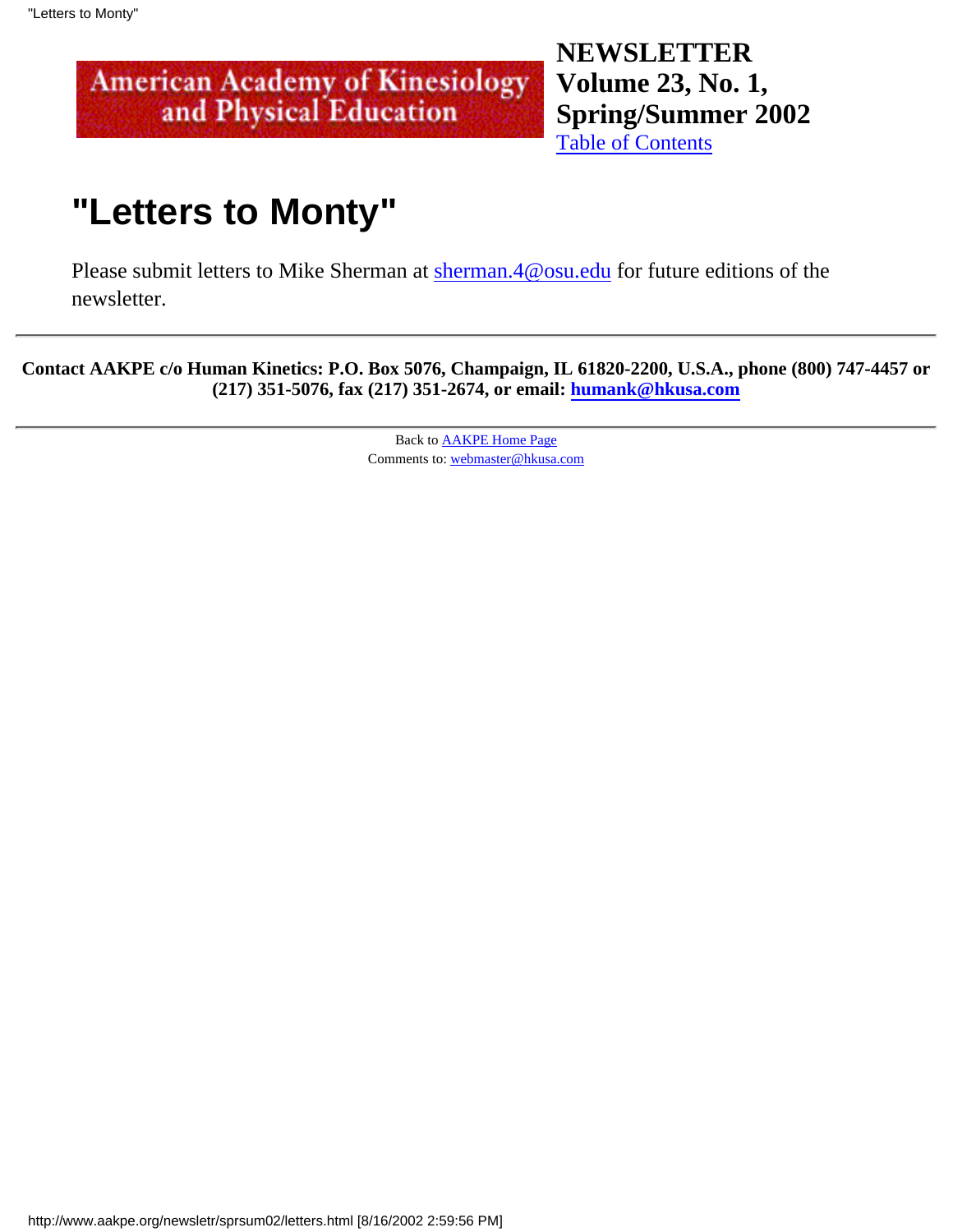American Academy of Kinesiology and Physical Education

**NEWSLETTER**
**Volume 23, No. 1, Spring/Summer 2002**
Table of Contents

# "Letters to Monty"

Please submit letters to Mike Sherman at sherman.4@osu.edu for future editions of the newsletter.

---

**Contact AAKPE c/o Human Kinetics: P.O. Box 5076, Champaign, IL 61820-2200, U.S.A., phone (800) 747-4457 or (217) 351-5076, fax (217) 351-2674, or email: humank@hkusa.com**

---

Back to AAKPE Home Page
Comments to: webmaster@hkusa.com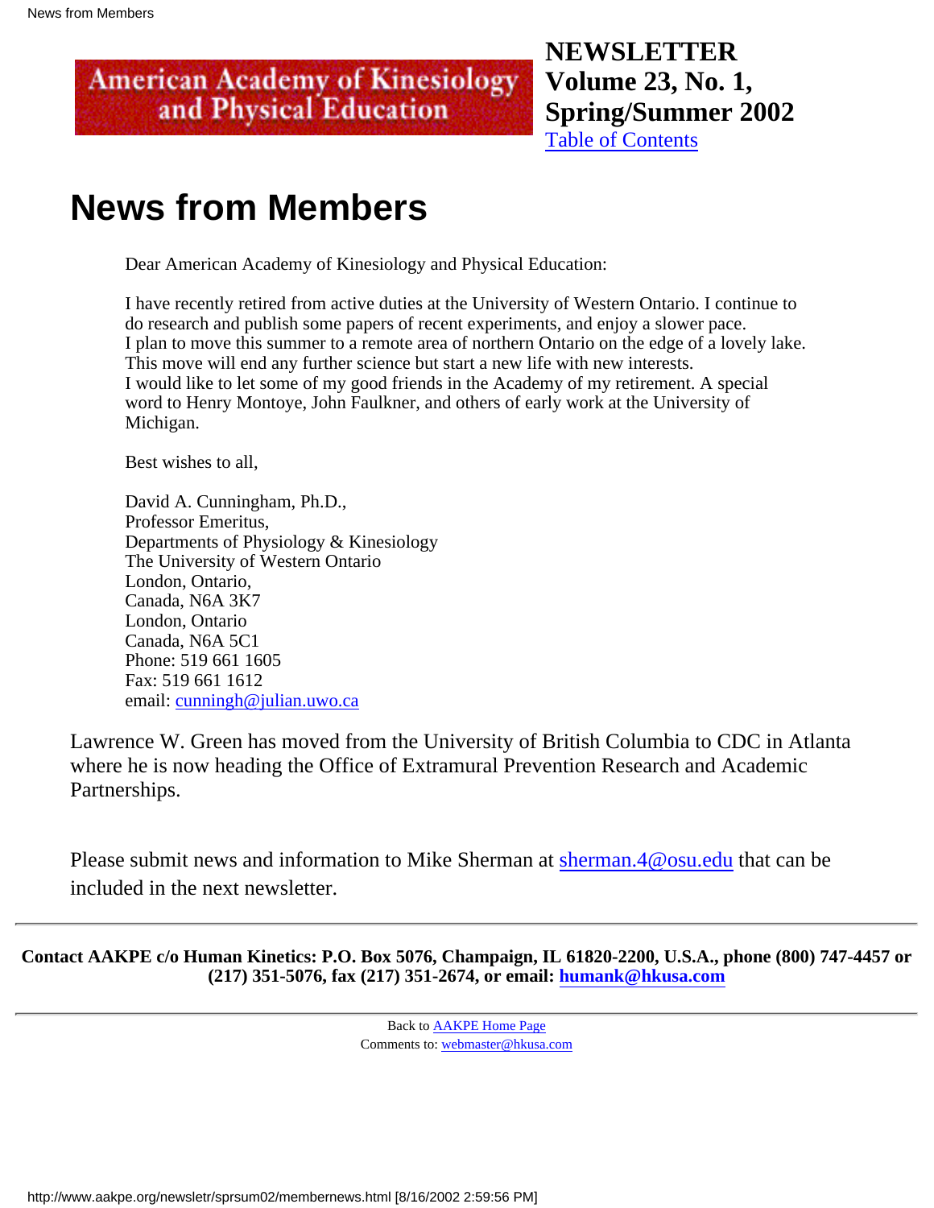**American Academy of Kinesiology and Physical Education**

**NEWSLETTER**
**Volume 23, No. 1,**
**Spring/Summer 2002**
[Table of Contents]

# News from Members

> Dear American Academy of Kinesiology and Physical Education:
>
> I have recently retired from active duties at the University of Western Ontario. I continue to do research and publish some papers of recent experiments, and enjoy a slower pace.
> I plan to move this summer to a remote area of northern Ontario on the edge of a lovely lake. This move will end any further science but start a new life with new interests.
> I would like to let some of my good friends in the Academy of my retirement. A special word to Henry Montoye, John Faulkner, and others of early work at the University of Michigan.
>
> Best wishes to all,
>
> David A. Cunningham, Ph.D.,
> Professor Emeritus,
> Departments of Physiology & Kinesiology
> The University of Western Ontario
> London, Ontario,
> Canada, N6A 3K7
> London, Ontario
> Canada, N6A 5C1
> Phone: 519 661 1605
> Fax: 519 661 1612
> email: cunningh@julian.uwo.ca

Lawrence W. Green has moved from the University of British Columbia to CDC in Atlanta where he is now heading the Office of Extramural Prevention Research and Academic Partnerships.

Please submit news and information to Mike Sherman at sherman.4@osu.edu that can be included in the next newsletter.

---

**Contact AAKPE c/o Human Kinetics: P.O. Box 5076, Champaign, IL 61820-2200, U.S.A., phone (800) 747-4457 or (217) 351-5076, fax (217) 351-2674, or email: humank@hkusa.com**

---

Back to AAKPE Home Page
Comments to: webmaster@hkusa.com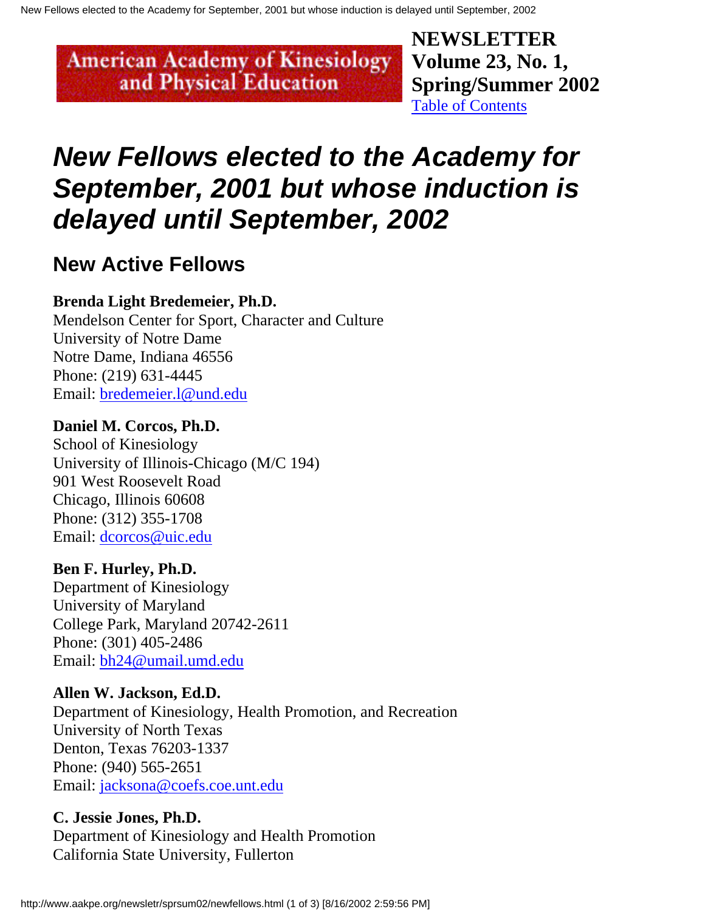American Academy of Kinesiology and Physical Education

**NEWSLETTER**
**Volume 23, No. 1, Spring/Summer 2002**
[Table of Contents]

# *New Fellows elected to the Academy for September, 2001 but whose induction is delayed until September, 2002*

## New Active Fellows

**Brenda Light Bredemeier, Ph.D.**
Mendelson Center for Sport, Character and Culture
University of Notre Dame
Notre Dame, Indiana 46556
Phone: (219) 631-4445
Email: bredemeier.l@und.edu

**Daniel M. Corcos, Ph.D.**
School of Kinesiology
University of Illinois-Chicago (M/C 194)
901 West Roosevelt Road
Chicago, Illinois 60608
Phone: (312) 355-1708
Email: dcorcos@uic.edu

**Ben F. Hurley, Ph.D.**
Department of Kinesiology
University of Maryland
College Park, Maryland 20742-2611
Phone: (301) 405-2486
Email: bh24@umail.umd.edu

**Allen W. Jackson, Ed.D.**
Department of Kinesiology, Health Promotion, and Recreation
University of North Texas
Denton, Texas 76203-1337
Phone: (940) 565-2651
Email: jacksona@coefs.coe.unt.edu

**C. Jessie Jones, Ph.D.**
Department of Kinesiology and Health Promotion
California State University, Fullerton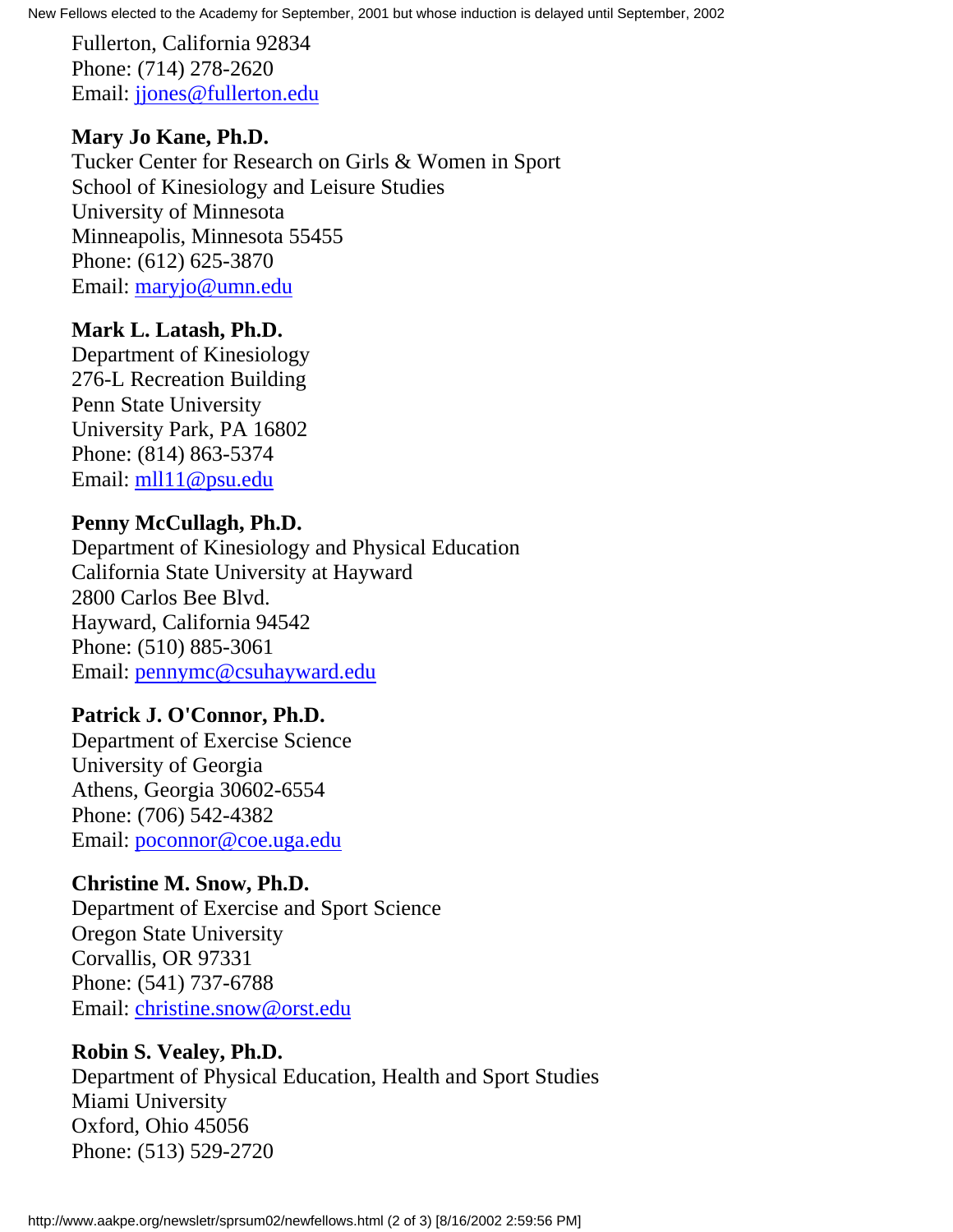Fullerton, California 92834
Phone: (714) 278-2620
Email: jjones@fullerton.edu

**Mary Jo Kane, Ph.D.**
Tucker Center for Research on Girls & Women in Sport
School of Kinesiology and Leisure Studies
University of Minnesota
Minneapolis, Minnesota 55455
Phone: (612) 625-3870
Email: maryjo@umn.edu

**Mark L. Latash, Ph.D.**
Department of Kinesiology
276-L Recreation Building
Penn State University
University Park, PA 16802
Phone: (814) 863-5374
Email: mll11@psu.edu

**Penny McCullagh, Ph.D.**
Department of Kinesiology and Physical Education
California State University at Hayward
2800 Carlos Bee Blvd.
Hayward, California 94542
Phone: (510) 885-3061
Email: pennymc@csuhayward.edu

**Patrick J. O'Connor, Ph.D.**
Department of Exercise Science
University of Georgia
Athens, Georgia 30602-6554
Phone: (706) 542-4382
Email: poconnor@coe.uga.edu

**Christine M. Snow, Ph.D.**
Department of Exercise and Sport Science
Oregon State University
Corvallis, OR 97331
Phone: (541) 737-6788
Email: christine.snow@orst.edu

**Robin S. Vealey, Ph.D.**
Department of Physical Education, Health and Sport Studies
Miami University
Oxford, Ohio 45056
Phone: (513) 529-2720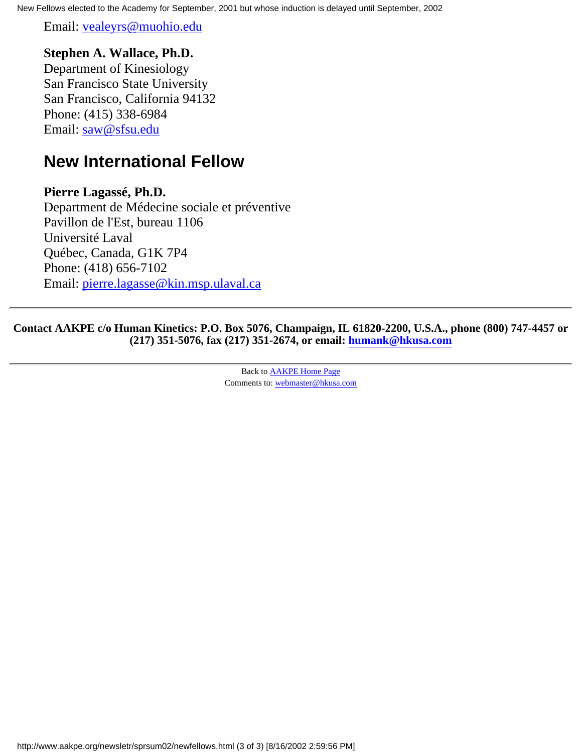Email: vealeyrs@muohio.edu

**Stephen A. Wallace, Ph.D.**
Department of Kinesiology
San Francisco State University
San Francisco, California 94132
Phone: (415) 338-6984
Email: saw@sfsu.edu

## New International Fellow

**Pierre Lagassé, Ph.D.**
Department de Médecine sociale et préventive
Pavillon de l'Est, bureau 1106
Université Laval
Québec, Canada, G1K 7P4
Phone: (418) 656-7102
Email: pierre.lagasse@kin.msp.ulaval.ca

---

**Contact AAKPE c/o Human Kinetics: P.O. Box 5076, Champaign, IL 61820-2200, U.S.A., phone (800) 747-4457 or (217) 351-5076, fax (217) 351-2674, or email: humank@hkusa.com**

---

Back to AAKPE Home Page
Comments to: webmaster@hkusa.com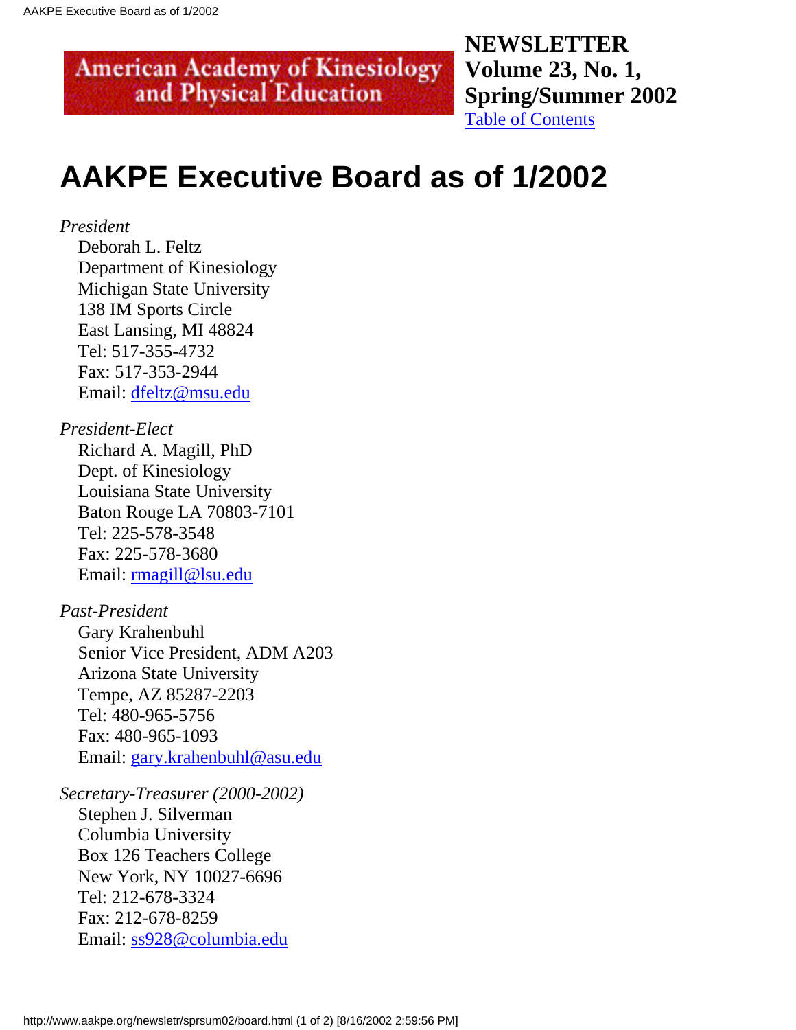American Academy of Kinesiology and Physical Education

**NEWSLETTER**
**Volume 23, No. 1,**
**Spring/Summer 2002**
[Table of Contents]

# AAKPE Executive Board as of 1/2002

*President*
Deborah L. Feltz
Department of Kinesiology
Michigan State University
138 IM Sports Circle
East Lansing, MI 48824
Tel: 517-355-4732
Fax: 517-353-2944
Email: dfeltz@msu.edu

*President-Elect*
Richard A. Magill, PhD
Dept. of Kinesiology
Louisiana State University
Baton Rouge LA 70803-7101
Tel: 225-578-3548
Fax: 225-578-3680
Email: rmagill@lsu.edu

*Past-President*
Gary Krahenbuhl
Senior Vice President, ADM A203
Arizona State University
Tempe, AZ 85287-2203
Tel: 480-965-5756
Fax: 480-965-1093
Email: gary.krahenbuhl@asu.edu

*Secretary-Treasurer (2000-2002)*
Stephen J. Silverman
Columbia University
Box 126 Teachers College
New York, NY 10027-6696
Tel: 212-678-3324
Fax: 212-678-8259
Email: ss928@columbia.edu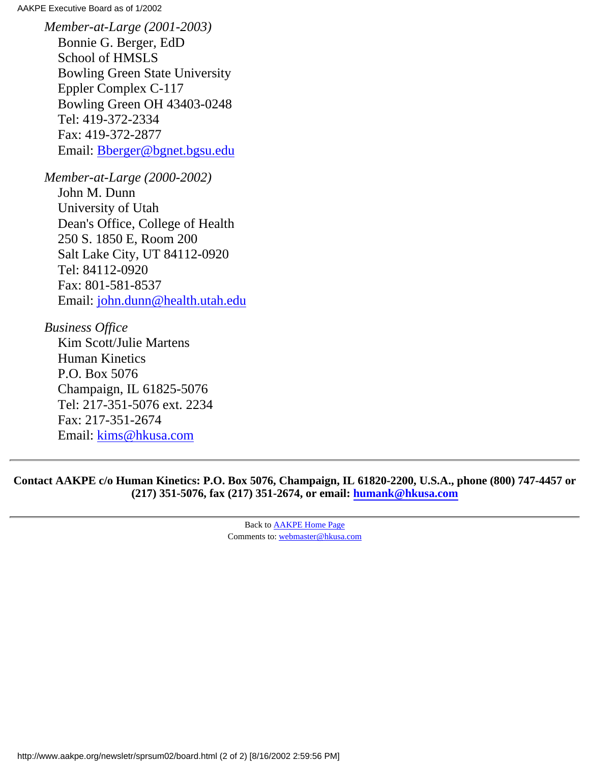*Member-at-Large (2001-2003)*
Bonnie G. Berger, EdD
School of HMSLS
Bowling Green State University
Eppler Complex C-117
Bowling Green OH 43403-0248
Tel: 419-372-2334
Fax: 419-372-2877
Email: Bberger@bgnet.bgsu.edu

*Member-at-Large (2000-2002)*
John M. Dunn
University of Utah
Dean's Office, College of Health
250 S. 1850 E, Room 200
Salt Lake City, UT 84112-0920
Tel: 84112-0920
Fax: 801-581-8537
Email: john.dunn@health.utah.edu

*Business Office*
Kim Scott/Julie Martens
Human Kinetics
P.O. Box 5076
Champaign, IL 61825-5076
Tel: 217-351-5076 ext. 2234
Fax: 217-351-2674
Email: kims@hkusa.com

---

**Contact AAKPE c/o Human Kinetics: P.O. Box 5076, Champaign, IL 61820-2200, U.S.A., phone (800) 747-4457 or (217) 351-5076, fax (217) 351-2674, or email: humank@hkusa.com**

---

Back to AAKPE Home Page
Comments to: webmaster@hkusa.com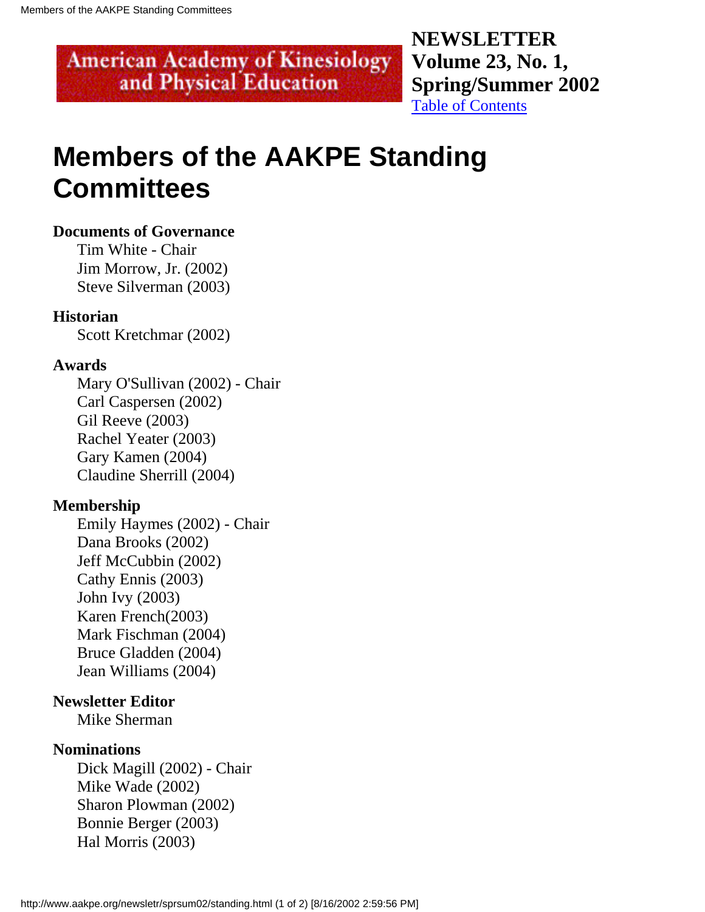American Academy of Kinesiology and Physical Education

**NEWSLETTER Volume 23, No. 1, Spring/Summer 2002**
[Table of Contents]

# Members of the AAKPE Standing Committees

**Documents of Governance**
Tim White - Chair
Jim Morrow, Jr. (2002)
Steve Silverman (2003)

**Historian**
Scott Kretchmar (2002)

**Awards**
Mary O'Sullivan (2002) - Chair
Carl Caspersen (2002)
Gil Reeve (2003)
Rachel Yeater (2003)
Gary Kamen (2004)
Claudine Sherrill (2004)

**Membership**
Emily Haymes (2002) - Chair
Dana Brooks (2002)
Jeff McCubbin (2002)
Cathy Ennis (2003)
John Ivy (2003)
Karen French(2003)
Mark Fischman (2004)
Bruce Gladden (2004)
Jean Williams (2004)

**Newsletter Editor**
Mike Sherman

**Nominations**
Dick Magill (2002) - Chair
Mike Wade (2002)
Sharon Plowman (2002)
Bonnie Berger (2003)
Hal Morris (2003)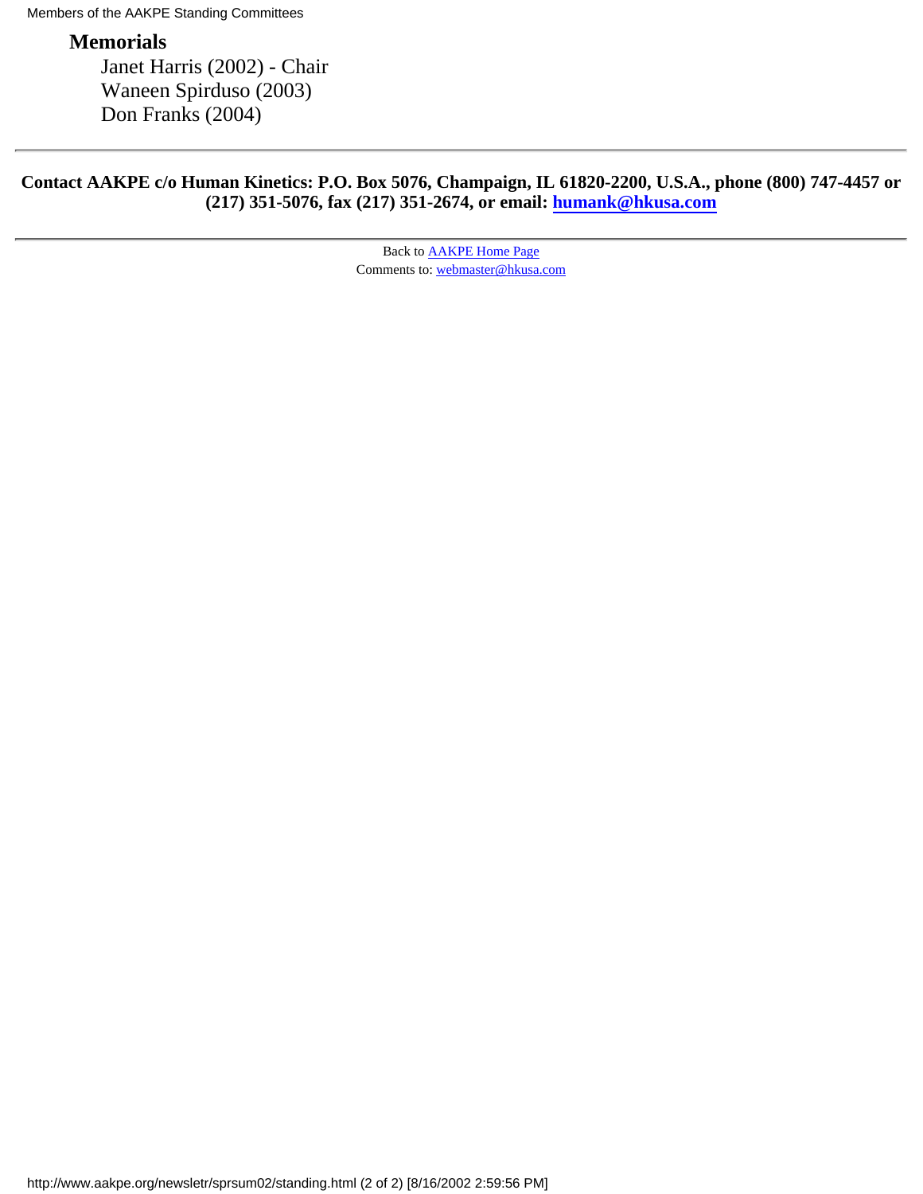## Memorials

Janet Harris (2002) - Chair
Waneen Spirduso (2003)
Don Franks (2004)

---

**Contact AAKPE c/o Human Kinetics: P.O. Box 5076, Champaign, IL 61820-2200, U.S.A., phone (800) 747-4457 or (217) 351-5076, fax (217) 351-2674, or email: humank@hkusa.com**

---

Back to AAKPE Home Page
Comments to: webmaster@hkusa.com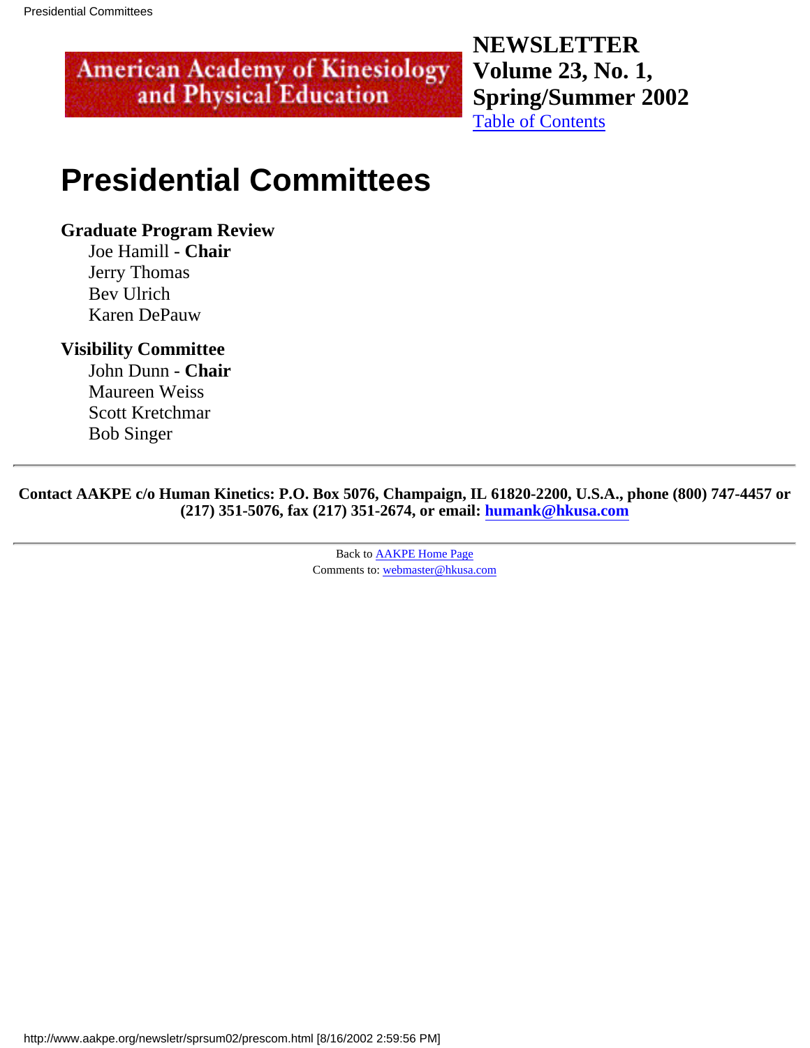American Academy of Kinesiology and Physical Education

**NEWSLETTER**
**Volume 23, No. 1, Spring/Summer 2002**
Table of Contents

# Presidential Committees

**Graduate Program Review**

Joe Hamill - **Chair**
Jerry Thomas
Bev Ulrich
Karen DePauw

**Visibility Committee**

John Dunn - **Chair**
Maureen Weiss
Scott Kretchmar
Bob Singer

---

**Contact AAKPE c/o Human Kinetics: P.O. Box 5076, Champaign, IL 61820-2200, U.S.A., phone (800) 747-4457 or (217) 351-5076, fax (217) 351-2674, or email: humank@hkusa.com**

---

Back to AAKPE Home Page
Comments to: webmaster@hkusa.com